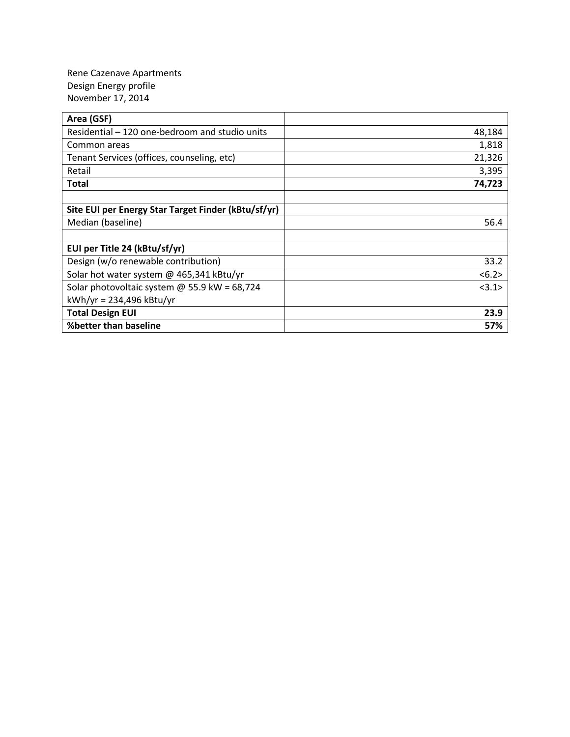Rene Cazenave Apartments
Design Energy profile
November 17, 2014

| **Area (GSF)** | |
|---|---|
| Residential – 120 one-bedroom and studio units | 48,184 |
| Common areas | 1,818 |
| Tenant Services (offices, counseling, etc) | 21,326 |
| Retail | 3,395 |
| **Total** | **74,723** |
| | |
| **Site EUI per Energy Star Target Finder (kBtu/sf/yr)** | |
| Median (baseline) | 56.4 |
| | |
| **EUI per Title 24 (kBtu/sf/yr)** | |
| Design (w/o renewable contribution) | 33.2 |
| Solar hot water system @ 465,341 kBtu/yr | <6.2> |
| Solar photovoltaic system @ 55.9 kW = 68,724 kWh/yr = 234,496 kBtu/yr | <3.1> |
| **Total Design EUI** | **23.9** |
| **%better than baseline** | **57%** |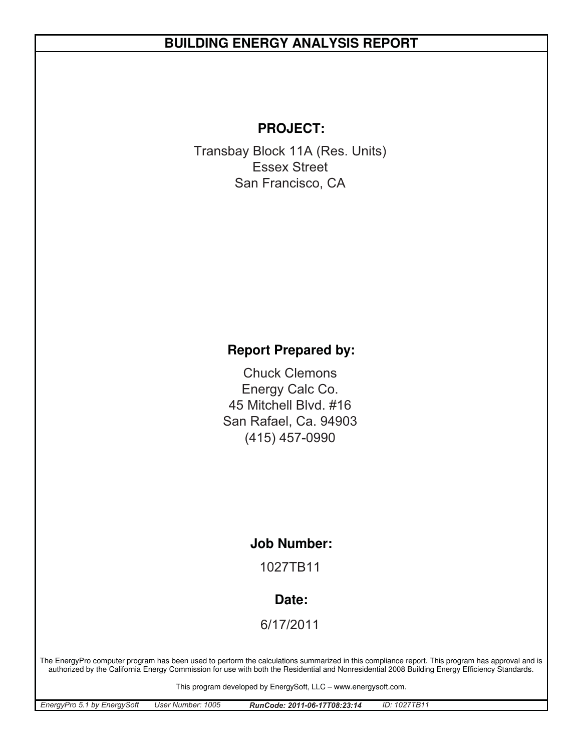# BUILDING ENERGY ANALYSIS REPORT

## PROJECT:

Transbay Block 11A (Res. Units)
Essex Street
San Francisco, CA

## Report Prepared by:

Chuck Clemons
Energy Calc Co.
45 Mitchell Blvd. #16
San Rafael, Ca. 94903
(415) 457-0990

## Job Number:

1027TB11

## Date:

6/17/2011

The EnergyPro computer program has been used to perform the calculations summarized in this compliance report. This program has approval and is authorized by the California Energy Commission for use with both the Residential and Nonresidential 2008 Building Energy Efficiency Standards.

This program developed by EnergySoft, LLC – www.energysoft.com.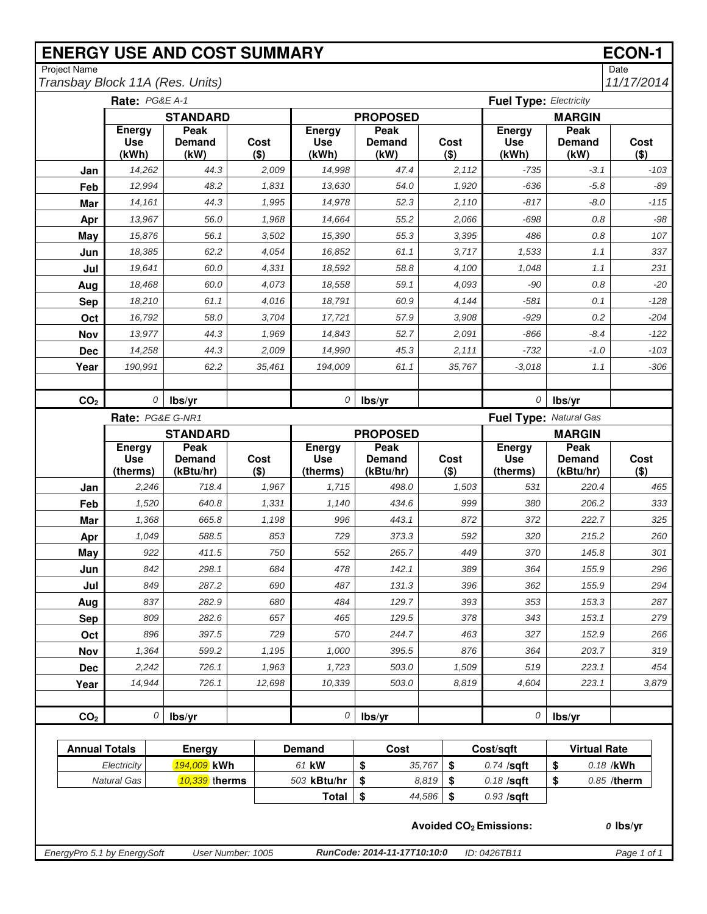# ENERGY USE AND COST SUMMARY

**ECON-1**

Project Name: *Transbay Block 11A (Res. Units)*

Date: *11/17/2014*

**Rate:** *PG&E A-1* — **Fuel Type:** *Electricity*

| | STANDARD | | | PROPOSED | | | MARGIN | | |
|---|---|---|---|---|---|---|---|---|---|
| | Energy Use (kWh) | Peak Demand (kW) | Cost ($) | Energy Use (kWh) | Peak Demand (kW) | Cost ($) | Energy Use (kWh) | Peak Demand (kW) | Cost ($) |
| **Jan** | 14,262 | 44.3 | 2,009 | 14,998 | 47.4 | 2,112 | -735 | -3.1 | -103 |
| **Feb** | 12,994 | 48.2 | 1,831 | 13,630 | 54.0 | 1,920 | -636 | -5.8 | -89 |
| **Mar** | 14,161 | 44.3 | 1,995 | 14,978 | 52.3 | 2,110 | -817 | -8.0 | -115 |
| **Apr** | 13,967 | 56.0 | 1,968 | 14,664 | 55.2 | 2,066 | -698 | 0.8 | -98 |
| **May** | 15,876 | 56.1 | 3,502 | 15,390 | 55.3 | 3,395 | 486 | 0.8 | 107 |
| **Jun** | 18,385 | 62.2 | 4,054 | 16,852 | 61.1 | 3,717 | 1,533 | 1.1 | 337 |
| **Jul** | 19,641 | 60.0 | 4,331 | 18,592 | 58.8 | 4,100 | 1,048 | 1.1 | 231 |
| **Aug** | 18,468 | 60.0 | 4,073 | 18,558 | 59.1 | 4,093 | -90 | 0.8 | -20 |
| **Sep** | 18,210 | 61.1 | 4,016 | 18,791 | 60.9 | 4,144 | -581 | 0.1 | -128 |
| **Oct** | 16,792 | 58.0 | 3,704 | 17,721 | 57.9 | 3,908 | -929 | 0.2 | -204 |
| **Nov** | 13,977 | 44.3 | 1,969 | 14,843 | 52.7 | 2,091 | -866 | -8.4 | -122 |
| **Dec** | 14,258 | 44.3 | 2,009 | 14,990 | 45.3 | 2,111 | -732 | -1.0 | -103 |
| **Year** | 190,991 | 62.2 | 35,461 | 194,009 | 61.1 | 35,767 | -3,018 | 1.1 | -306 |
| | | | | | | | | | |
| **$CO_2$** | 0 | lbs/yr | | 0 | lbs/yr | | 0 | lbs/yr | |

**Rate:** *PG&E G-NR1* — **Fuel Type:** *Natural Gas*

| | STANDARD | | | PROPOSED | | | MARGIN | | |
|---|---|---|---|---|---|---|---|---|---|
| | Energy Use (therms) | Peak Demand (kBtu/hr) | Cost ($) | Energy Use (therms) | Peak Demand (kBtu/hr) | Cost ($) | Energy Use (therms) | Peak Demand (kBtu/hr) | Cost ($) |
| **Jan** | 2,246 | 718.4 | 1,967 | 1,715 | 498.0 | 1,503 | 531 | 220.4 | 465 |
| **Feb** | 1,520 | 640.8 | 1,331 | 1,140 | 434.6 | 999 | 380 | 206.2 | 333 |
| **Mar** | 1,368 | 665.8 | 1,198 | 996 | 443.1 | 872 | 372 | 222.7 | 325 |
| **Apr** | 1,049 | 588.5 | 853 | 729 | 373.3 | 592 | 320 | 215.2 | 260 |
| **May** | 922 | 411.5 | 750 | 552 | 265.7 | 449 | 370 | 145.8 | 301 |
| **Jun** | 842 | 298.1 | 684 | 478 | 142.1 | 389 | 364 | 155.9 | 296 |
| **Jul** | 849 | 287.2 | 690 | 487 | 131.3 | 396 | 362 | 155.9 | 294 |
| **Aug** | 837 | 282.9 | 680 | 484 | 129.7 | 393 | 353 | 153.3 | 287 |
| **Sep** | 809 | 282.6 | 657 | 465 | 129.5 | 378 | 343 | 153.1 | 279 |
| **Oct** | 896 | 397.5 | 729 | 570 | 244.7 | 463 | 327 | 152.9 | 266 |
| **Nov** | 1,364 | 599.2 | 1,195 | 1,000 | 395.5 | 876 | 364 | 203.7 | 319 |
| **Dec** | 2,242 | 726.1 | 1,963 | 1,723 | 503.0 | 1,509 | 519 | 223.1 | 454 |
| **Year** | 14,944 | 726.1 | 12,698 | 10,339 | 503.0 | 8,819 | 4,604 | 223.1 | 3,879 |
| | | | | | | | | | |
| **$CO_2$** | 0 | lbs/yr | | 0 | lbs/yr | | 0 | lbs/yr | |

| Annual Totals | Energy | Demand | Cost | Cost/sqft | Virtual Rate |
|---|---|---|---|---|---|
| *Electricity* | *194,009* **kWh** | *61* **kW** | $ *35,767* | $ *0.74* **/sqft** | $ *0.18* **/kWh** |
| *Natural Gas* | *10,339* **therms** | *503* **kBtu/hr** | $ *8,819* | $ *0.18* **/sqft** | $ *0.85* **/therm** |
| | | **Total** | $ *44,586* | $ *0.93* **/sqft** | |

**Avoided $CO_2$ Emissions:** *0* **lbs/yr**

*EnergyPro 5.1 by EnergySoft* — *User Number: 1005* — *RunCode: 2014-11-17T10:10:0* — *ID: 0426TB11*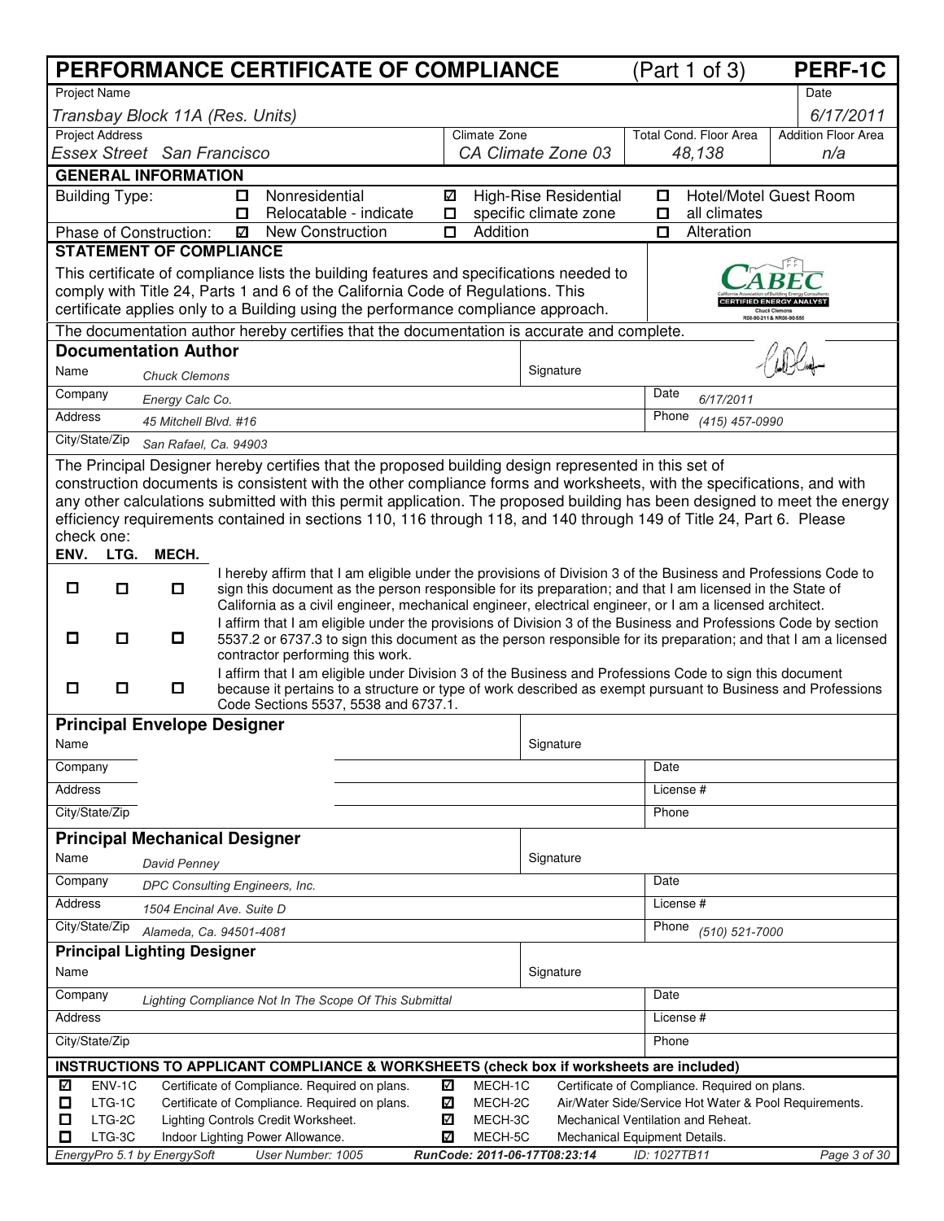# PERFORMANCE CERTIFICATE OF COMPLIANCE (Part 1 of 3) PERF-1C

| Project Name | | | Date |
|---|---|---|---|
| *Transbay Block 11A (Res. Units)* | | | *6/17/2011* |
| **Project Address** | **Climate Zone** | **Total Cond. Floor Area** | **Addition Floor Area** |
| *Essex Street San Francisco* | *CA Climate Zone 03* | *48,138* | *n/a* |

## GENERAL INFORMATION

| | | | |
|---|---|---|---|
| Building Type: | ☐ Nonresidential | ☑ High-Rise Residential | ☐ Hotel/Motel Guest Room |
| | ☐ Relocatable - indicate | ☐ specific climate zone | ☐ all climates |
| Phase of Construction: | ☑ New Construction | ☐ Addition | ☐ Alteration |

## STATEMENT OF COMPLIANCE

This certificate of compliance lists the building features and specifications needed to comply with Title 24, Parts 1 and 6 of the California Code of Regulations. This certificate applies only to a Building using the performance compliance approach.

The documentation author hereby certifies that the documentation is accurate and complete.

### Documentation Author

| | | | |
|---|---|---|---|
| Name | *Chuck Clemons* | Signature | |
| Company | *Energy Calc Co.* | Date | *6/17/2011* |
| Address | *45 Mitchell Blvd. #16* | Phone | *(415) 457-0990* |
| City/State/Zip | *San Rafael, Ca. 94903* | | |

The Principal Designer hereby certifies that the proposed building design represented in this set of construction documents is consistent with the other compliance forms and worksheets, with the specifications, and with any other calculations submitted with this permit application. The proposed building has been designed to meet the energy efficiency requirements contained in sections 110, 116 through 118, and 140 through 149 of Title 24, Part 6. Please check one:

| ENV. | LTG. | MECH. | |
|---|---|---|---|
| ☐ | ☐ | ☐ | I hereby affirm that I am eligible under the provisions of Division 3 of the Business and Professions Code to sign this document as the person responsible for its preparation; and that I am licensed in the State of California as a civil engineer, mechanical engineer, electrical engineer, or I am a licensed architect. |
| ☐ | ☐ | ☐ | I affirm that I am eligible under the provisions of Division 3 of the Business and Professions Code by section 5537.2 or 6737.3 to sign this document as the person responsible for its preparation; and that I am a licensed contractor performing this work. |
| ☐ | ☐ | ☐ | I affirm that I am eligible under Division 3 of the Business and Professions Code to sign this document because it pertains to a structure or type of work described as exempt pursuant to Business and Professions Code Sections 5537, 5538 and 6737.1. |

### Principal Envelope Designer

| | | | |
|---|---|---|---|
| Name | | Signature | |
| Company | | Date | |
| Address | | License # | |
| City/State/Zip | | Phone | |

### Principal Mechanical Designer

| | | | |
|---|---|---|---|
| Name | *David Penney* | Signature | |
| Company | *DPC Consulting Engineers, Inc.* | Date | |
| Address | *1504 Encinal Ave. Suite D* | License # | |
| City/State/Zip | *Alameda, Ca. 94501-4081* | Phone | *(510) 521-7000* |

### Principal Lighting Designer

| | | | |
|---|---|---|---|
| Name | | Signature | |
| Company | *Lighting Compliance Not In The Scope Of This Submittal* | Date | |
| Address | | License # | |
| City/State/Zip | | Phone | |

## INSTRUCTIONS TO APPLICANT COMPLIANCE & WORKSHEETS (check box if worksheets are included)

| | | | | | |
|---|---|---|---|---|---|
| ☑ | ENV-1C | Certificate of Compliance. Required on plans. | ☑ | MECH-1C | Certificate of Compliance. Required on plans. |
| ☐ | LTG-1C | Certificate of Compliance. Required on plans. | ☑ | MECH-2C | Air/Water Side/Service Hot Water & Pool Requirements. |
| ☐ | LTG-2C | Lighting Controls Credit Worksheet. | ☑ | MECH-3C | Mechanical Ventilation and Reheat. |
| ☐ | LTG-3C | Indoor Lighting Power Allowance. | ☑ | MECH-5C | Mechanical Equipment Details. |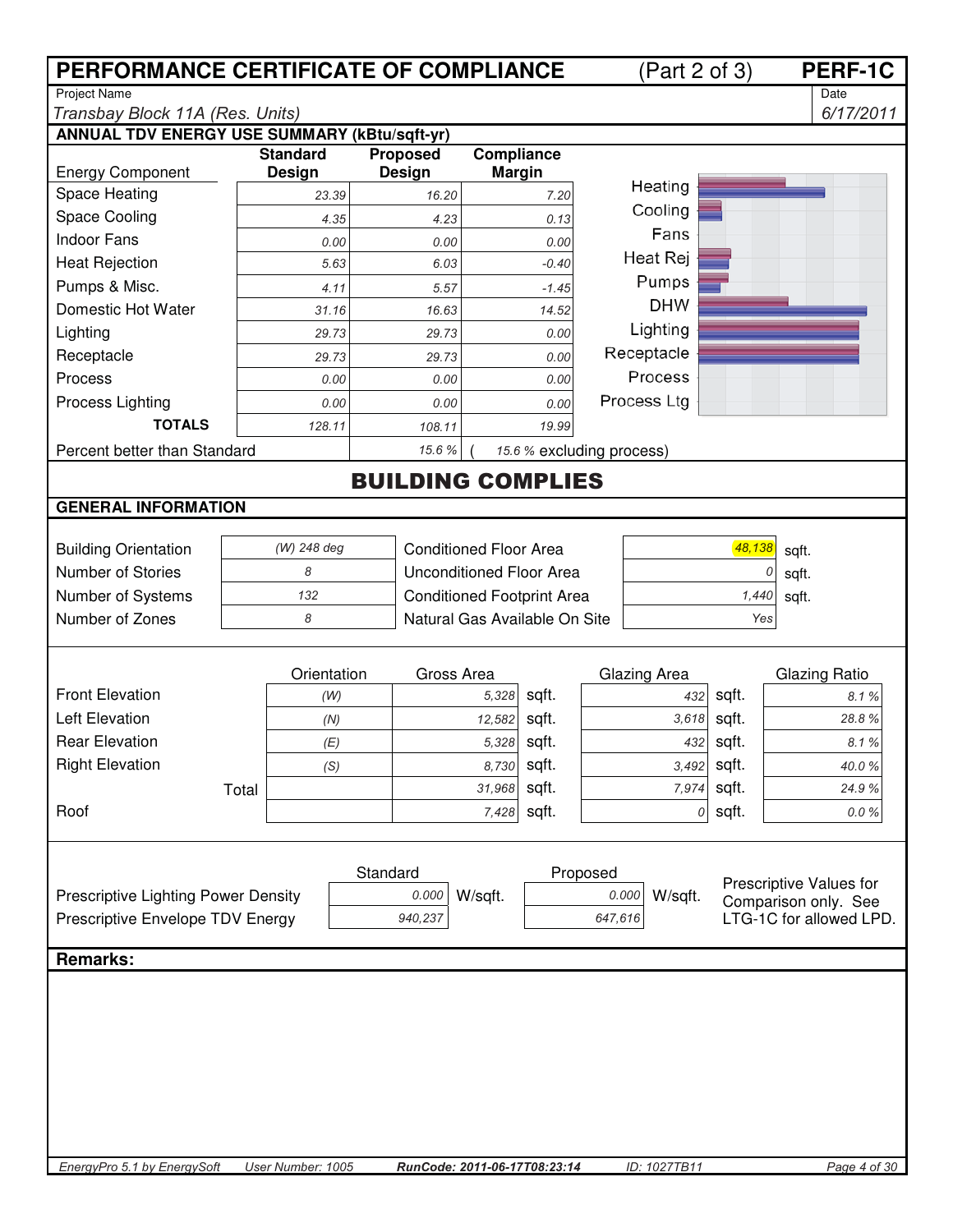# PERFORMANCE CERTIFICATE OF COMPLIANCE (Part 2 of 3) PERF-1C

| Project Name | Date |
|---|---|
| *Transbay Block 11A (Res. Units)* | *6/17/2011* |

## ANNUAL TDV ENERGY USE SUMMARY (kBtu/sqft-yr)

| Energy Component | Standard Design | Proposed Design | Compliance Margin |
|---|---|---|---|
| Space Heating | 23.39 | 16.20 | 7.20 |
| Space Cooling | 4.35 | 4.23 | 0.13 |
| Indoor Fans | 0.00 | 0.00 | 0.00 |
| Heat Rejection | 5.63 | 6.03 | -0.40 |
| Pumps & Misc. | 4.11 | 5.57 | -1.45 |
| Domestic Hot Water | 31.16 | 16.63 | 14.52 |
| Lighting | 29.73 | 29.73 | 0.00 |
| Receptacle | 29.73 | 29.73 | 0.00 |
| Process | 0.00 | 0.00 | 0.00 |
| Process Lighting | 0.00 | 0.00 | 0.00 |
| **TOTALS** | 128.11 | 108.11 | 19.99 |

Percent better than Standard: 15.6 % ( 15.6 % excluding process)

## BUILDING COMPLIES

## GENERAL INFORMATION

| | | | | |
|---|---|---|---|---|
| Building Orientation | (W) 248 deg | Conditioned Floor Area | 48,138 | sqft. |
| Number of Stories | 8 | Unconditioned Floor Area | 0 | sqft. |
| Number of Systems | 132 | Conditioned Footprint Area | 1,440 | sqft. |
| Number of Zones | 8 | Natural Gas Available On Site | Yes | |

| | Orientation | Gross Area | Glazing Area | Glazing Ratio |
|---|---|---|---|---|
| Front Elevation | (W) | 5,328 sqft. | 432 sqft. | 8.1 % |
| Left Elevation | (N) | 12,582 sqft. | 3,618 sqft. | 28.8 % |
| Rear Elevation | (E) | 5,328 sqft. | 432 sqft. | 8.1 % |
| Right Elevation | (S) | 8,730 sqft. | 3,492 sqft. | 40.0 % |
| Total | | 31,968 sqft. | 7,974 sqft. | 24.9 % |
| Roof | | 7,428 sqft. | 0 sqft. | 0.0 % |

| | Standard | Proposed |
|---|---|---|
| Prescriptive Lighting Power Density | 0.000 W/sqft. | 0.000 W/sqft. |
| Prescriptive Envelope TDV Energy | 940,237 | 647,616 |

Prescriptive Values for Comparison only. See LTG-1C for allowed LPD.

## Remarks:

EnergyPro 5.1 by EnergySoft User Number: 1005 RunCode: 2011-06-17T08:23:14 ID: 1027TB11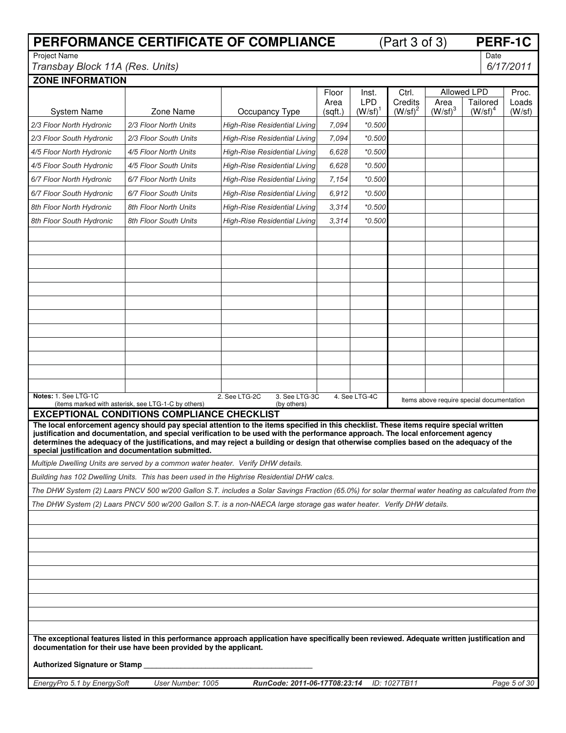# PERFORMANCE CERTIFICATE OF COMPLIANCE (Part 3 of 3) PERF-1C

Project Name: *Transbay Block 11A (Res. Units)*

Date: *6/17/2011*

## ZONE INFORMATION

| System Name | Zone Name | Occupancy Type | Floor Area (sqft.) | Inst. LPD (W/sf)[1] | Ctrl. Credits (W/sf)[2] | Allowed LPD Area (W/sf)[3] | Allowed LPD Tailored (W/sf)[4] | Proc. Loads (W/sf) |
|---|---|---|---|---|---|---|---|---|
| *2/3 Floor North Hydronic* | *2/3 Floor North Units* | *High-Rise Residential Living* | *7,094* | *\*0.500* | | | | |
| *2/3 Floor South Hydronic* | *2/3 Floor South Units* | *High-Rise Residential Living* | *7,094* | *\*0.500* | | | | |
| *4/5 Floor North Hydronic* | *4/5 Floor North Units* | *High-Rise Residential Living* | *6,628* | *\*0.500* | | | | |
| *4/5 Floor South Hydronic* | *4/5 Floor South Units* | *High-Rise Residential Living* | *6,628* | *\*0.500* | | | | |
| *6/7 Floor North Hydronic* | *6/7 Floor North Units* | *High-Rise Residential Living* | *7,154* | *\*0.500* | | | | |
| *6/7 Floor South Hydronic* | *6/7 Floor South Units* | *High-Rise Residential Living* | *6,912* | *\*0.500* | | | | |
| *8th Floor North Hydronic* | *8th Floor North Units* | *High-Rise Residential Living* | *3,314* | *\*0.500* | | | | |
| *8th Floor South Hydronic* | *8th Floor South Units* | *High-Rise Residential Living* | *3,314* | *\*0.500* | | | | |

**Notes:** 1. See LTG-1C (items marked with asterisk, see LTG-1-C by others) 2. See LTG-2C 3. See LTG-3C (by others) 4. See LTG-4C

Items above require special documentation

## EXCEPTIONAL CONDITIONS COMPLIANCE CHECKLIST

**The local enforcement agency should pay special attention to the items specified in this checklist. These items require special written justification and documentation, and special verification to be used with the performance approach. The local enforcement agency determines the adequacy of the justifications, and may reject a building or design that otherwise complies based on the adequacy of the special justification and documentation submitted.**

*Multiple Dwelling Units are served by a common water heater. Verify DHW details.*

*Building has 102 Dwelling Units. This has been used in the Highrise Residential DHW calcs.*

*The DHW System (2) Laars PNCV 500 w/200 Gallon S.T. includes a Solar Savings Fraction (65.0%) for solar thermal water heating as calculated from the*

*The DHW System (2) Laars PNCV 500 w/200 Gallon S.T. is a non-NAECA large storage gas water heater. Verify DHW details.*

**The exceptional features listed in this performance approach application have specifically been reviewed. Adequate written justification and documentation for their use have been provided by the applicant.**

**Authorized Signature or Stamp** ________________________________________

*EnergyPro 5.1 by EnergySoft* *User Number: 1005* ***RunCode: 2011-06-17T08:23:14*** *ID: 1027TB11*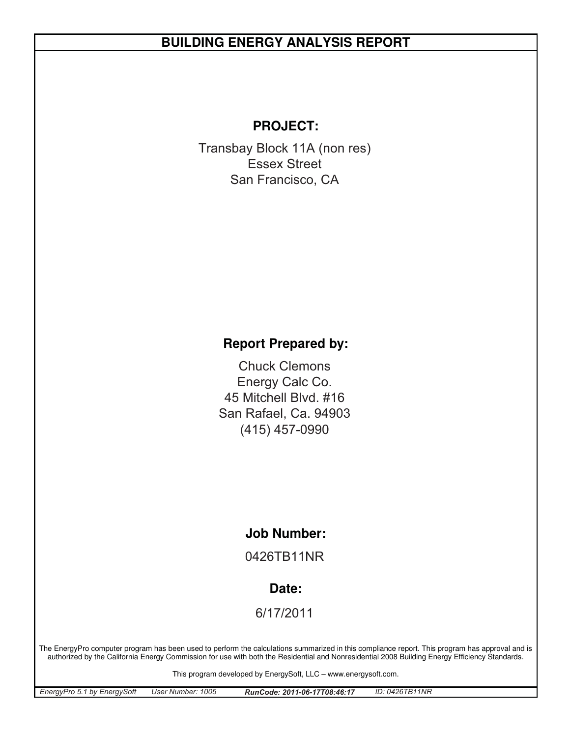# BUILDING ENERGY ANALYSIS REPORT

## PROJECT:

Transbay Block 11A (non res)
Essex Street
San Francisco, CA

## Report Prepared by:

Chuck Clemons
Energy Calc Co.
45 Mitchell Blvd. #16
San Rafael, Ca. 94903
(415) 457-0990

## Job Number:

0426TB11NR

## Date:

6/17/2011

The EnergyPro computer program has been used to perform the calculations summarized in this compliance report. This program has approval and is authorized by the California Energy Commission for use with both the Residential and Nonresidential 2008 Building Energy Efficiency Standards.

This program developed by EnergySoft, LLC – www.energysoft.com.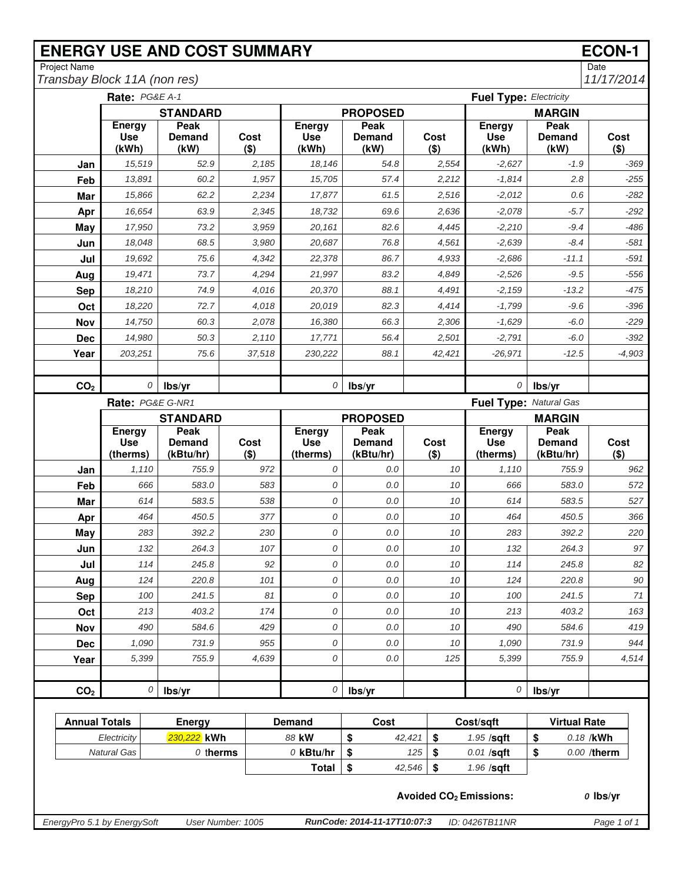# ENERGY USE AND COST SUMMARY

**ECON-1**

Project Name: *Transbay Block 11A (non res)*

Date: *11/17/2014*

**Rate:** *PG&E A-1* — **Fuel Type:** *Electricity*

| | STANDARD | | | PROPOSED | | | MARGIN | | |
|---|---|---|---|---|---|---|---|---|---|
| | Energy Use (kWh) | Peak Demand (kW) | Cost ($) | Energy Use (kWh) | Peak Demand (kW) | Cost ($) | Energy Use (kWh) | Peak Demand (kW) | Cost ($) |
| Jan | 15,519 | 52.9 | 2,185 | 18,146 | 54.8 | 2,554 | -2,627 | -1.9 | -369 |
| Feb | 13,891 | 60.2 | 1,957 | 15,705 | 57.4 | 2,212 | -1,814 | 2.8 | -255 |
| Mar | 15,866 | 62.2 | 2,234 | 17,877 | 61.5 | 2,516 | -2,012 | 0.6 | -282 |
| Apr | 16,654 | 63.9 | 2,345 | 18,732 | 69.6 | 2,636 | -2,078 | -5.7 | -292 |
| May | 17,950 | 73.2 | 3,959 | 20,161 | 82.6 | 4,445 | -2,210 | -9.4 | -486 |
| Jun | 18,048 | 68.5 | 3,980 | 20,687 | 76.8 | 4,561 | -2,639 | -8.4 | -581 |
| Jul | 19,692 | 75.6 | 4,342 | 22,378 | 86.7 | 4,933 | -2,686 | -11.1 | -591 |
| Aug | 19,471 | 73.7 | 4,294 | 21,997 | 83.2 | 4,849 | -2,526 | -9.5 | -556 |
| Sep | 18,210 | 74.9 | 4,016 | 20,370 | 88.1 | 4,491 | -2,159 | -13.2 | -475 |
| Oct | 18,220 | 72.7 | 4,018 | 20,019 | 82.3 | 4,414 | -1,799 | -9.6 | -396 |
| Nov | 14,750 | 60.3 | 2,078 | 16,380 | 66.3 | 2,306 | -1,629 | -6.0 | -229 |
| Dec | 14,980 | 50.3 | 2,110 | 17,771 | 56.4 | 2,501 | -2,791 | -6.0 | -392 |
| Year | 203,251 | 75.6 | 37,518 | 230,222 | 88.1 | 42,421 | -26,971 | -12.5 | -4,903 |
| | | | | | | | | | |
| $CO_2$ | 0 | lbs/yr | | 0 | lbs/yr | | 0 | lbs/yr | |

**Rate:** *PG&E G-NR1* — **Fuel Type:** *Natural Gas*

| | STANDARD | | | PROPOSED | | | MARGIN | | |
|---|---|---|---|---|---|---|---|---|---|
| | Energy Use (therms) | Peak Demand (kBtu/hr) | Cost ($) | Energy Use (therms) | Peak Demand (kBtu/hr) | Cost ($) | Energy Use (therms) | Peak Demand (kBtu/hr) | Cost ($) |
| Jan | 1,110 | 755.9 | 972 | 0 | 0.0 | 10 | 1,110 | 755.9 | 962 |
| Feb | 666 | 583.0 | 583 | 0 | 0.0 | 10 | 666 | 583.0 | 572 |
| Mar | 614 | 583.5 | 538 | 0 | 0.0 | 10 | 614 | 583.5 | 527 |
| Apr | 464 | 450.5 | 377 | 0 | 0.0 | 10 | 464 | 450.5 | 366 |
| May | 283 | 392.2 | 230 | 0 | 0.0 | 10 | 283 | 392.2 | 220 |
| Jun | 132 | 264.3 | 107 | 0 | 0.0 | 10 | 132 | 264.3 | 97 |
| Jul | 114 | 245.8 | 92 | 0 | 0.0 | 10 | 114 | 245.8 | 82 |
| Aug | 124 | 220.8 | 101 | 0 | 0.0 | 10 | 124 | 220.8 | 90 |
| Sep | 100 | 241.5 | 81 | 0 | 0.0 | 10 | 100 | 241.5 | 71 |
| Oct | 213 | 403.2 | 174 | 0 | 0.0 | 10 | 213 | 403.2 | 163 |
| Nov | 490 | 584.6 | 429 | 0 | 0.0 | 10 | 490 | 584.6 | 419 |
| Dec | 1,090 | 731.9 | 955 | 0 | 0.0 | 10 | 1,090 | 731.9 | 944 |
| Year | 5,399 | 755.9 | 4,639 | 0 | 0.0 | 125 | 5,399 | 755.9 | 4,514 |
| | | | | | | | | | |
| $CO_2$ | 0 | lbs/yr | | 0 | lbs/yr | | 0 | lbs/yr | |

| Annual Totals | Energy | Demand | Cost | Cost/sqft | Virtual Rate |
|---|---|---|---|---|---|
| Electricity | 230,222 kWh | 88 kW | $ 42,421 | $ 1.95 /sqft | $ 0.18 /kWh |
| Natural Gas | 0 therms | 0 kBtu/hr | $ 125 | $ 0.01 /sqft | $ 0.00 /therm |
| | | Total | $ 42,546 | $ 1.96 /sqft | |

**Avoided $CO_2$ Emissions:** *0* **lbs/yr**

*EnergyPro 5.1 by EnergySoft* — *User Number: 1005* — ***RunCode: 2014-11-17T10:07:3*** — *ID: 0426TB11NR*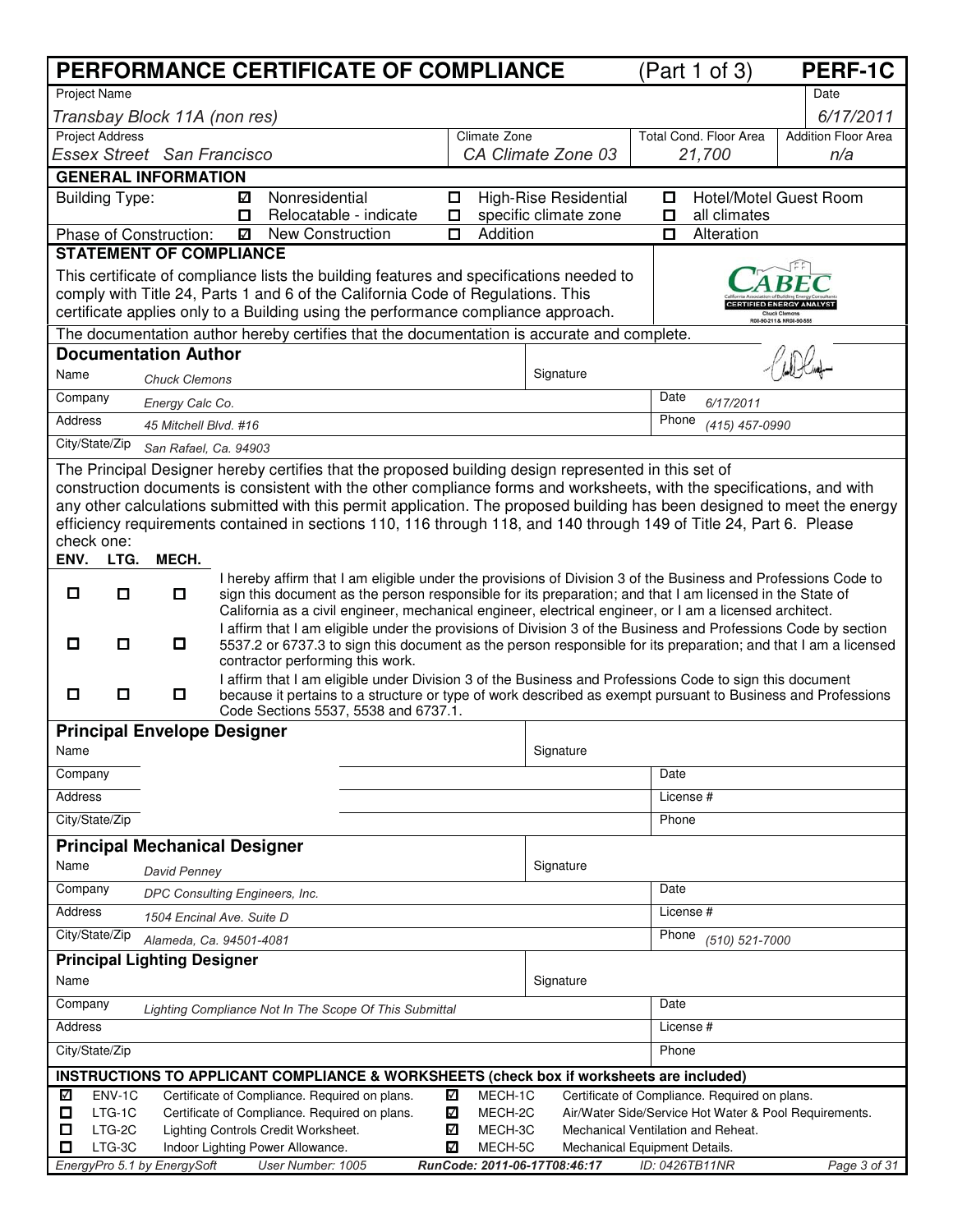# PERFORMANCE CERTIFICATE OF COMPLIANCE (Part 1 of 3) PERF-1C

| Project Name | | | Date |
|---|---|---|---|
| *Transbay Block 11A (non res)* | | | *6/17/2011* |
| **Project Address** | **Climate Zone** | **Total Cond. Floor Area** | **Addition Floor Area** |
| *Essex Street San Francisco* | *CA Climate Zone 03* | *21,700* | *n/a* |

## GENERAL INFORMATION

| | | | |
|---|---|---|---|
| Building Type: | ☑ Nonresidential | ☐ High-Rise Residential | ☐ Hotel/Motel Guest Room |
| | ☐ Relocatable - indicate | ☐ specific climate zone | ☐ all climates |
| Phase of Construction: | ☑ New Construction | ☐ Addition | ☐ Alteration |

## STATEMENT OF COMPLIANCE

This certificate of compliance lists the building features and specifications needed to comply with Title 24, Parts 1 and 6 of the California Code of Regulations. This certificate applies only to a Building using the performance compliance approach.

CABEC – California Association of Building Energy Consultants – CERTIFIED ENERGY ANALYST – Chuck Clemons R08-90-211 & NR08-90-555

The documentation author hereby certifies that the documentation is accurate and complete.

### Documentation Author

| | | | |
|---|---|---|---|
| Name | *Chuck Clemons* | Signature | |
| Company | *Energy Calc Co.* | Date | *6/17/2011* |
| Address | *45 Mitchell Blvd. #16* | Phone | *(415) 457-0990* |
| City/State/Zip | *San Rafael, Ca. 94903* | | |

The Principal Designer hereby certifies that the proposed building design represented in this set of construction documents is consistent with the other compliance forms and worksheets, with the specifications, and with any other calculations submitted with this permit application. The proposed building has been designed to meet the energy efficiency requirements contained in sections 110, 116 through 118, and 140 through 149 of Title 24, Part 6. Please check one:

| ENV. | LTG. | MECH. | |
|---|---|---|---|
| ☐ | ☐ | ☐ | I hereby affirm that I am eligible under the provisions of Division 3 of the Business and Professions Code to sign this document as the person responsible for its preparation; and that I am licensed in the State of California as a civil engineer, mechanical engineer, electrical engineer, or I am a licensed architect. |
| ☐ | ☐ | ☐ | I affirm that I am eligible under the provisions of Division 3 of the Business and Professions Code by section 5537.2 or 6737.3 to sign this document as the person responsible for its preparation; and that I am a licensed contractor performing this work. |
| ☐ | ☐ | ☐ | I affirm that I am eligible under Division 3 of the Business and Professions Code to sign this document because it pertains to a structure or type of work described as exempt pursuant to Business and Professions Code Sections 5537, 5538 and 6737.1. |

### Principal Envelope Designer

| | | | |
|---|---|---|---|
| Name | | Signature | |
| Company | | Date | |
| Address | | License # | |
| City/State/Zip | | Phone | |

### Principal Mechanical Designer

| | | | |
|---|---|---|---|
| Name | *David Penney* | Signature | |
| Company | *DPC Consulting Engineers, Inc.* | Date | |
| Address | *1504 Encinal Ave. Suite D* | License # | |
| City/State/Zip | *Alameda, Ca. 94501-4081* | Phone | *(510) 521-7000* |

### Principal Lighting Designer

| | | | |
|---|---|---|---|
| Name | | Signature | |
| Company | *Lighting Compliance Not In The Scope Of This Submittal* | Date | |
| Address | | License # | |
| City/State/Zip | | Phone | |

## INSTRUCTIONS TO APPLICANT COMPLIANCE & WORKSHEETS (check box if worksheets are included)

| | | | | | |
|---|---|---|---|---|---|
| ☑ | ENV-1C | Certificate of Compliance. Required on plans. | ☑ | MECH-1C | Certificate of Compliance. Required on plans. |
| ☐ | LTG-1C | Certificate of Compliance. Required on plans. | ☑ | MECH-2C | Air/Water Side/Service Hot Water & Pool Requirements. |
| ☐ | LTG-2C | Lighting Controls Credit Worksheet. | ☑ | MECH-3C | Mechanical Ventilation and Reheat. |
| ☐ | LTG-3C | Indoor Lighting Power Allowance. | ☑ | MECH-5C | Mechanical Equipment Details. |

EnergyPro 5.1 by EnergySoft | User Number: 1005 | RunCode: 2011-06-17T08:46:17 | ID: 0426TB11NR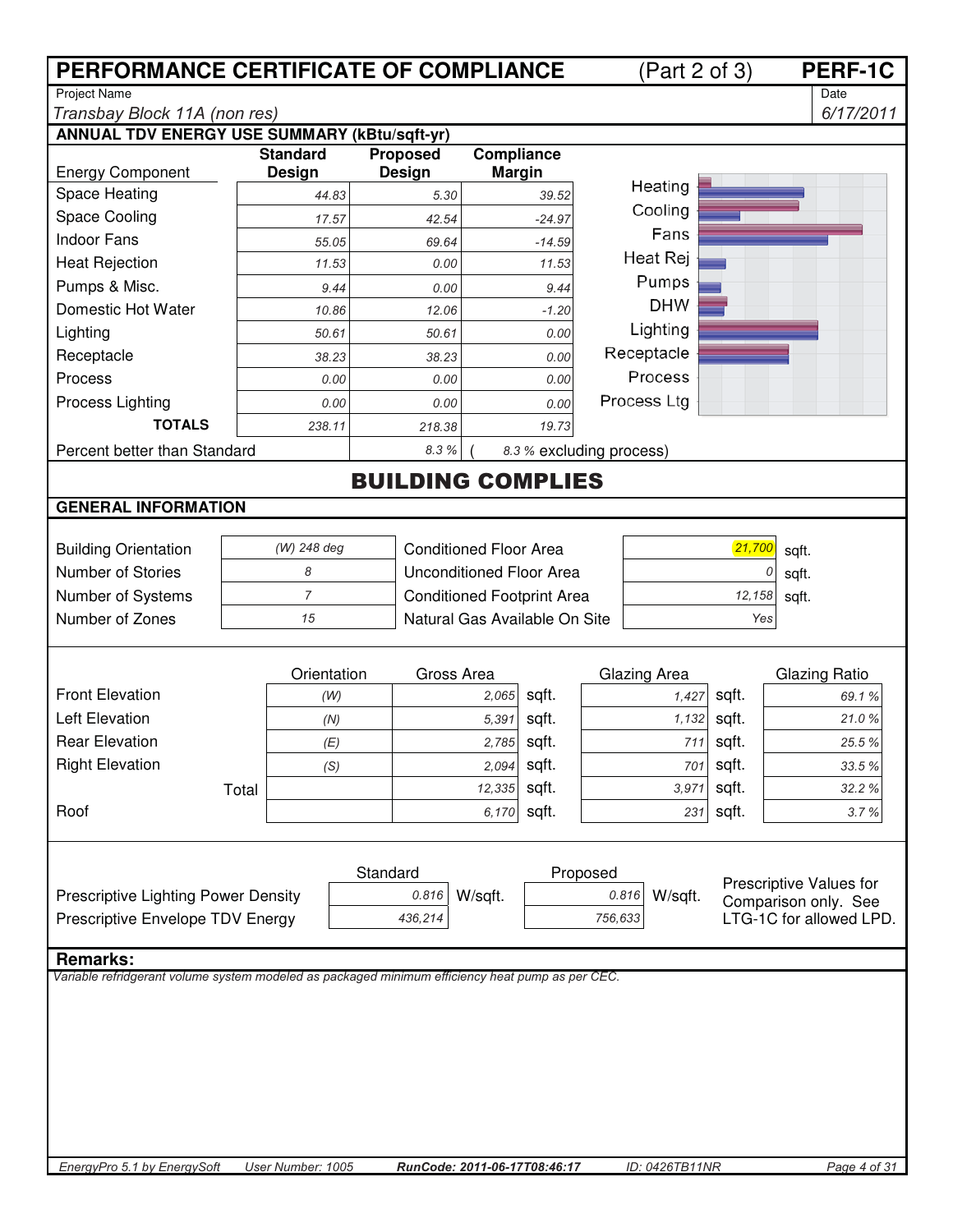# PERFORMANCE CERTIFICATE OF COMPLIANCE (Part 2 of 3) PERF-1C

| Project Name | Date |
|---|---|
| *Transbay Block 11A (non res)* | *6/17/2011* |

## ANNUAL TDV ENERGY USE SUMMARY (kBtu/sqft-yr)

| Energy Component | Standard Design | Proposed Design | Compliance Margin |
|---|---|---|---|
| Space Heating | 44.83 | 5.30 | 39.52 |
| Space Cooling | 17.57 | 42.54 | -24.97 |
| Indoor Fans | 55.05 | 69.64 | -14.59 |
| Heat Rejection | 11.53 | 0.00 | 11.53 |
| Pumps & Misc. | 9.44 | 0.00 | 9.44 |
| Domestic Hot Water | 10.86 | 12.06 | -1.20 |
| Lighting | 50.61 | 50.61 | 0.00 |
| Receptacle | 38.23 | 38.23 | 0.00 |
| Process | 0.00 | 0.00 | 0.00 |
| Process Lighting | 0.00 | 0.00 | 0.00 |
| **TOTALS** | 238.11 | 218.38 | 19.73 |

Percent better than Standard: 8.3 % ( 8.3 % excluding process)

## BUILDING COMPLIES

## GENERAL INFORMATION

| | | | |
|---|---|---|---|
| Building Orientation | (W) 248 deg | Conditioned Floor Area | 21,700 sqft. |
| Number of Stories | 8 | Unconditioned Floor Area | 0 sqft. |
| Number of Systems | 7 | Conditioned Footprint Area | 12,158 sqft. |
| Number of Zones | 15 | Natural Gas Available On Site | Yes |

| | Orientation | Gross Area | Glazing Area | Glazing Ratio |
|---|---|---|---|---|
| Front Elevation | (W) | 2,065 sqft. | 1,427 sqft. | 69.1 % |
| Left Elevation | (N) | 5,391 sqft. | 1,132 sqft. | 21.0 % |
| Rear Elevation | (E) | 2,785 sqft. | 711 sqft. | 25.5 % |
| Right Elevation | (S) | 2,094 sqft. | 701 sqft. | 33.5 % |
| Total | | 12,335 sqft. | 3,971 sqft. | 32.2 % |
| Roof | | 6,170 sqft. | 231 sqft. | 3.7 % |

| | Standard | Proposed |
|---|---|---|
| Prescriptive Lighting Power Density | 0.816 W/sqft. | 0.816 W/sqft. |
| Prescriptive Envelope TDV Energy | 436,214 | 756,633 |

Prescriptive Values for Comparison only. See LTG-1C for allowed LPD.

**Remarks:**

*Variable refridgerant volume system modeled as packaged minimum efficiency heat pump as per CEC.*

EnergyPro 5.1 by EnergySoft User Number: 1005 RunCode: 2011-06-17T08:46:17 ID: 0426TB11NR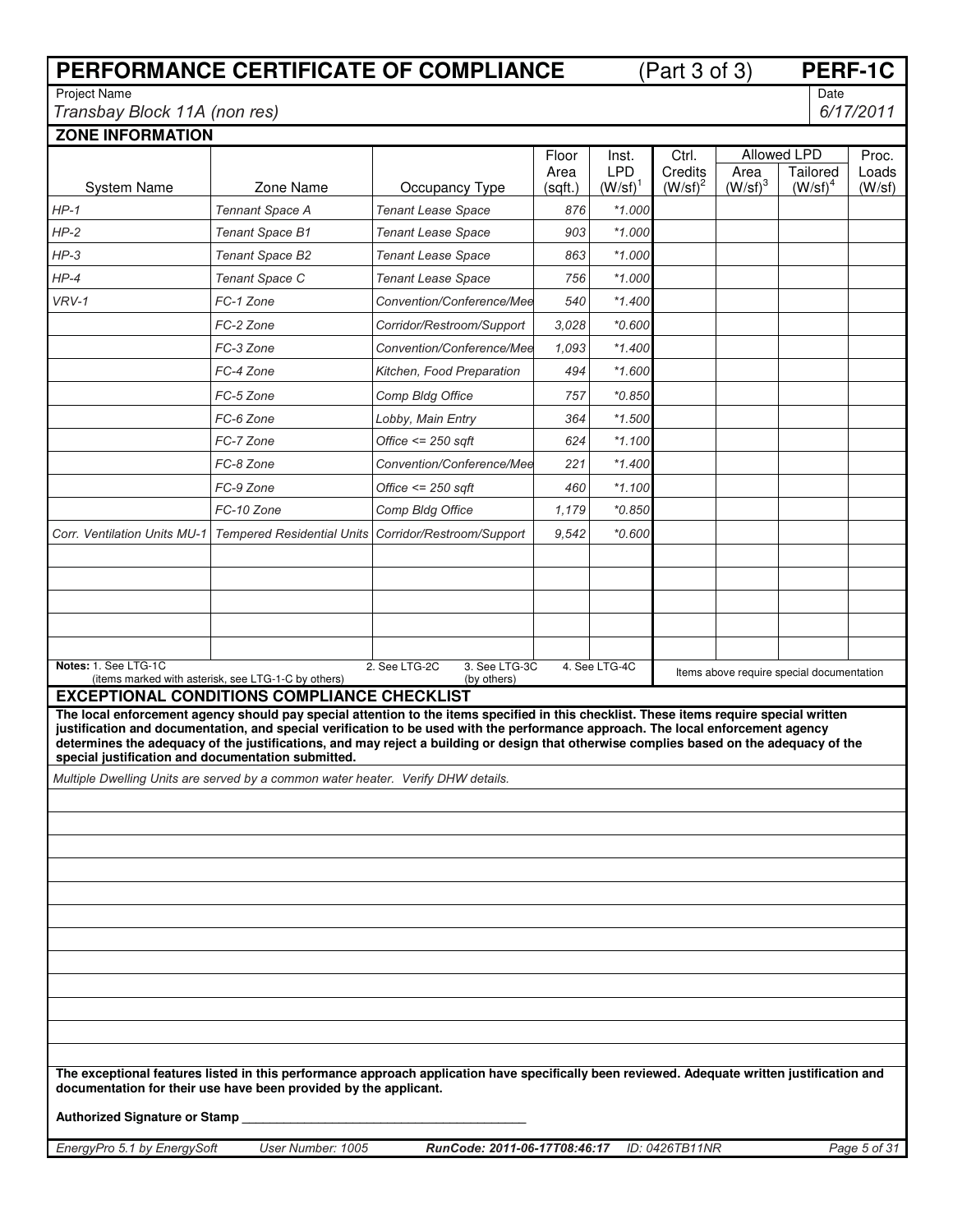# PERFORMANCE CERTIFICATE OF COMPLIANCE (Part 3 of 3) PERF-1C

Project Name: *Transbay Block 11A (non res)*

Date: *6/17/2011*

## ZONE INFORMATION

| System Name | Zone Name | Occupancy Type | Floor Area (sqft.) | Inst. LPD (W/sf)[1] | Ctrl. Credits (W/sf)[2] | Allowed LPD Area (W/sf)[3] | Allowed LPD Tailored (W/sf)[4] | Proc. Loads (W/sf) |
|---|---|---|---|---|---|---|---|---|
| *HP-1* | *Tennant Space A* | *Tenant Lease Space* | *876* | *\*1.000* | | | | |
| *HP-2* | *Tennant Space B1* | *Tenant Lease Space* | *903* | *\*1.000* | | | | |
| *HP-3* | *Tennant Space B2* | *Tenant Lease Space* | *863* | *\*1.000* | | | | |
| *HP-4* | *Tennant Space C* | *Tenant Lease Space* | *756* | *\*1.000* | | | | |
| *VRV-1* | *FC-1 Zone* | *Convention/Conference/Mee* | *540* | *\*1.400* | | | | |
| | *FC-2 Zone* | *Corridor/Restroom/Support* | *3,028* | *\*0.600* | | | | |
| | *FC-3 Zone* | *Convention/Conference/Mee* | *1,093* | *\*1.400* | | | | |
| | *FC-4 Zone* | *Kitchen, Food Preparation* | *494* | *\*1.600* | | | | |
| | *FC-5 Zone* | *Comp Bldg Office* | *757* | *\*0.850* | | | | |
| | *FC-6 Zone* | *Lobby, Main Entry* | *364* | *\*1.500* | | | | |
| | *FC-7 Zone* | *Office <= 250 sqft* | *624* | *\*1.100* | | | | |
| | *FC-8 Zone* | *Convention/Conference/Mee* | *221* | *\*1.400* | | | | |
| | *FC-9 Zone* | *Office <= 250 sqft* | *460* | *\*1.100* | | | | |
| | *FC-10 Zone* | *Comp Bldg Office* | *1,179* | *\*0.850* | | | | |
| *Corr. Ventilation Units MU-1* | *Tempered Residential Units* | *Corridor/Restroom/Support* | *9,542* | *\*0.600* | | | | |

**Notes:** 1. See LTG-1C (items marked with asterisk, see LTG-1-C by others) 2. See LTG-2C 3. See LTG-3C (by others) 4. See LTG-4C

Items above require special documentation

## EXCEPTIONAL CONDITIONS COMPLIANCE CHECKLIST

**The local enforcement agency should pay special attention to the items specified in this checklist. These items require special written justification and documentation, and special verification to be used with the performance approach. The local enforcement agency determines the adequacy of the justifications, and may reject a building or design that otherwise complies based on the adequacy of the special justification and documentation submitted.**

*Multiple Dwelling Units are served by a common water heater. Verify DHW details.*

**The exceptional features listed in this performance approach application have specifically been reviewed. Adequate written justification and documentation for their use have been provided by the applicant.**

**Authorized Signature or Stamp** ________________________________________

*EnergyPro 5.1 by EnergySoft* *User Number: 1005* ***RunCode: 2011-06-17T08:46:17*** *ID: 0426TB11NR*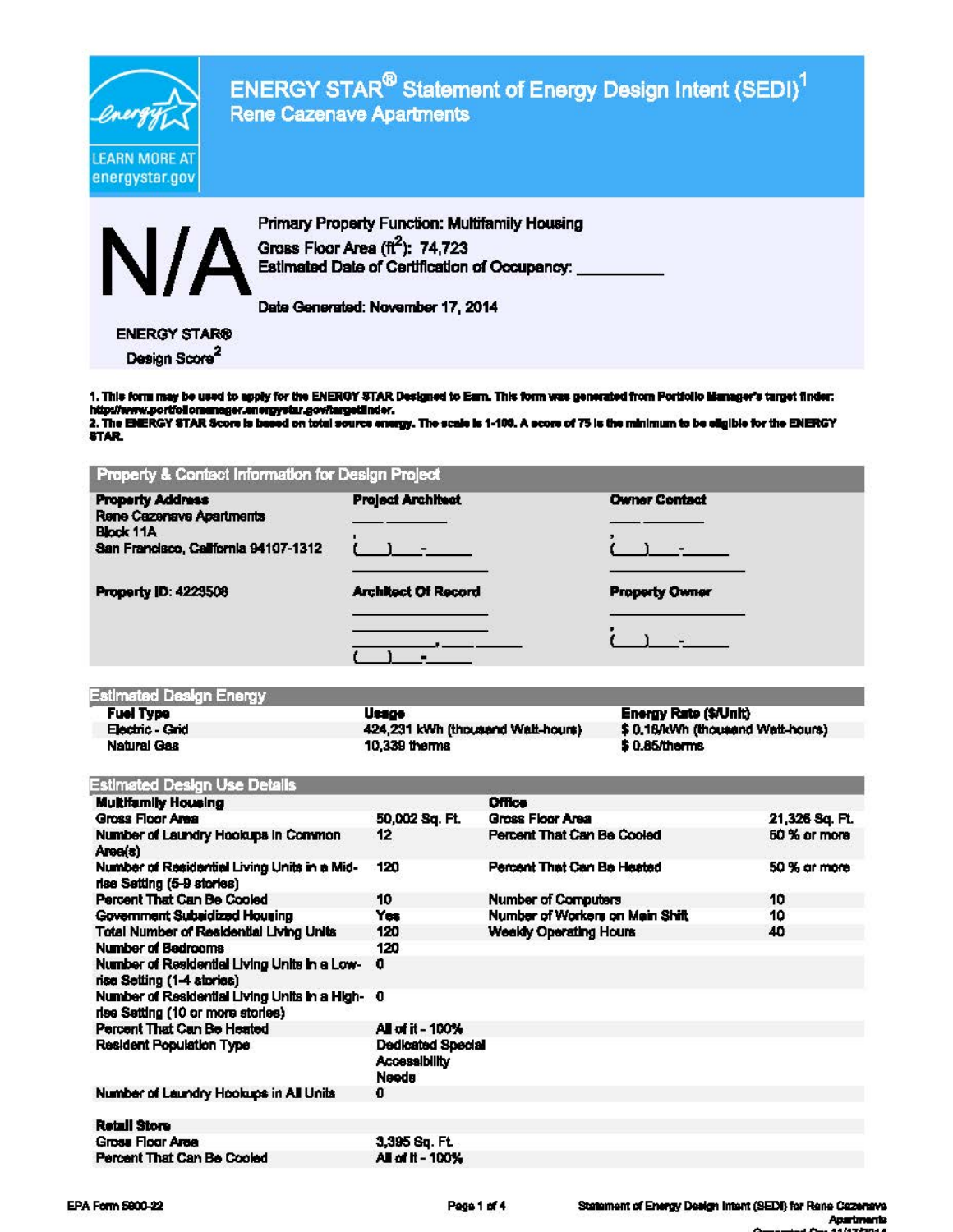# ENERGY STAR® Statement of Energy Design Intent (SEDI)[1]

## Rene Cazenave Apartments

**N/A**

ENERGY STAR® Design Score[2]

Primary Property Function: Multifamily Housing

Gross Floor Area ($ft^2$): 74,723

Estimated Date of Certification of Occupancy: __________

Date Generated: November 17, 2014

1. This form may be used to apply for the ENERGY STAR Designed to Earn. This form was generated from Portfolio Manager's target finder: http://www.portfoliomanager.energystar.gov/targetfinder.
2. The ENERGY STAR Score is based on total source energy. The scale is 1-100. A score of 75 is the minimum to be eligible for the ENERGY STAR.

## Property & Contact Information for Design Project

| Property Address | Project Architect | Owner Contact |
|---|---|---|
| Rene Cazenave Apartments<br>Block 11A<br>San Francisco, California 94107-1312 | ____ ______<br>,<br>(___)___-______<br>______________ | ____ ______<br>,<br>(___)___-______<br>______________ |
| **Property ID:** 4223508 | **Architect Of Record** | **Property Owner** |
| | ______________<br>______________<br>__________, ____ ______<br>(___)___-______ | ______________<br>,<br>(___)___-______ |

## Estimated Design Energy

| Fuel Type | Usage | Energy Rate ($/Unit) |
|---|---|---|
| Electric - Grid | 424,231 kWh (thousand Watt-hours) | $ 0.18/kWh (thousand Watt-hours) |
| Natural Gas | 10,339 therms | $ 0.85/therms |

## Estimated Design Use Details

| **Multifamily Housing** | | **Office** | |
|---|---|---|---|
| Gross Floor Area | 50,002 Sq. Ft. | Gross Floor Area | 21,326 Sq. Ft. |
| Number of Laundry Hookups in Common Area(s) | 12 | Percent That Can Be Cooled | 50 % or more |
| Number of Residential Living Units in a Mid-rise Setting (5-9 stories) | 120 | Percent That Can Be Heated | 50 % or more |
| Percent That Can Be Cooled | 10 | Number of Computers | 10 |
| Government Subsidized Housing | Yes | Number of Workers on Main Shift | 10 |
| Total Number of Residential Living Units | 120 | Weekly Operating Hours | 40 |
| Number of Bedrooms | 120 | | |
| Number of Residential Living Units in a Low-rise Setting (1-4 stories) | 0 | | |
| Number of Residential Living Units in a High-rise Setting (10 or more stories) | 0 | | |
| Percent That Can Be Heated | All of it - 100% | | |
| Resident Population Type | Dedicated Special Accessibility Needs | | |
| Number of Laundry Hookups in All Units | 0 | | |
| | | | |
| **Retail Store** | | | |
| Gross Floor Area | 3,395 Sq. Ft. | | |
| Percent That Can Be Cooled | All of it - 100% | | |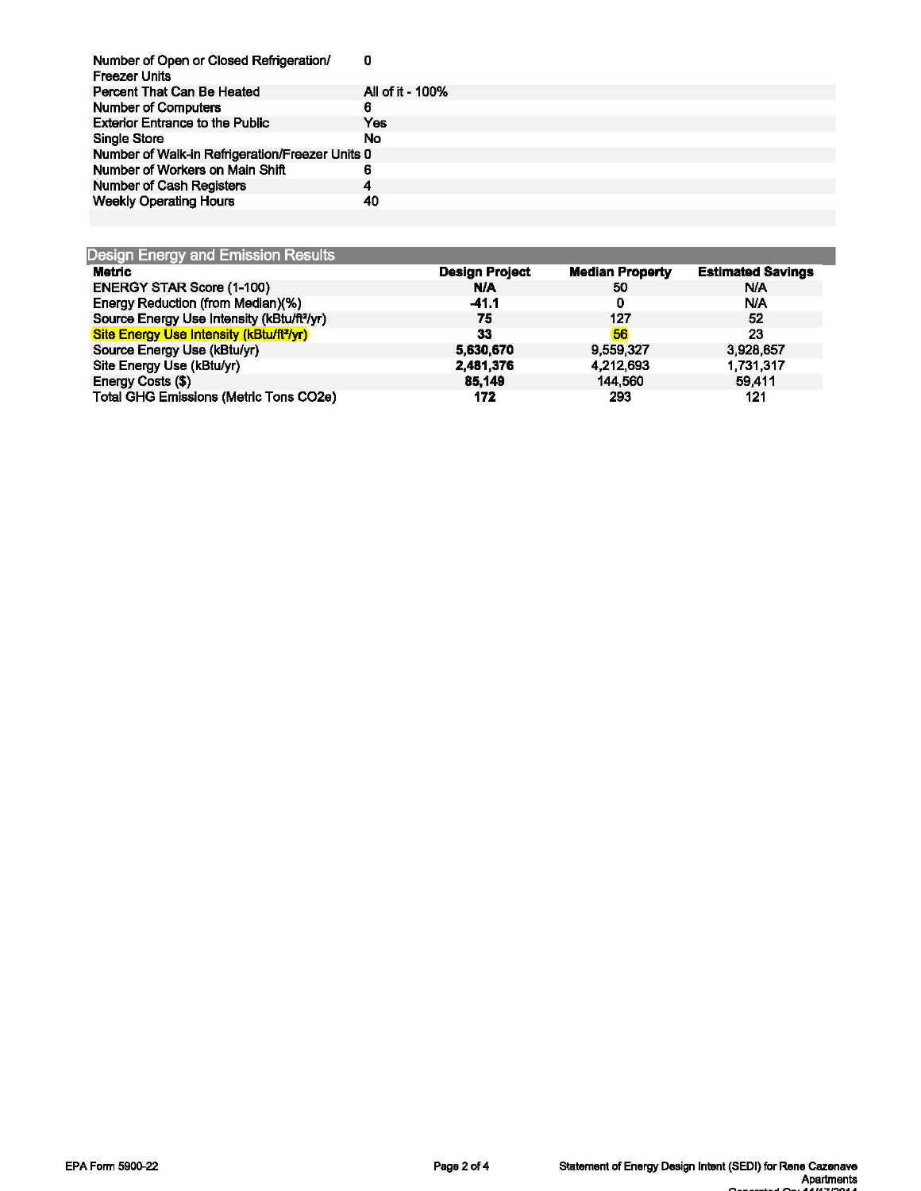| | |
|---|---|
| Number of Open or Closed Refrigeration/ Freezer Units | 0 |
| Percent That Can Be Heated | All of it - 100% |
| Number of Computers | 6 |
| Exterior Entrance to the Public | Yes |
| Single Store | No |
| Number of Walk-in Refrigeration/Freezer Units | 0 |
| Number of Workers on Main Shift | 6 |
| Number of Cash Registers | 4 |
| Weekly Operating Hours | 40 |

## Design Energy and Emission Results

| Metric | Design Project | Median Property | Estimated Savings |
|---|---|---|---|
| ENERGY STAR Score (1-100) | **N/A** | 50 | N/A |
| Energy Reduction (from Median)(%) | **-41.1** | 0 | N/A |
| Source Energy Use Intensity (kBtu/ft²/yr) | **75** | 127 | 52 |
| Site Energy Use Intensity (kBtu/ft²/yr) | **33** | 56 | 23 |
| Source Energy Use (kBtu/yr) | **5,630,670** | 9,559,327 | 3,928,657 |
| Site Energy Use (kBtu/yr) | **2,481,376** | 4,212,693 | 1,731,317 |
| Energy Costs ($) | **85,149** | 144,560 | 59,411 |
| Total GHG Emissions (Metric Tons CO2e) | **172** | 293 | 121 |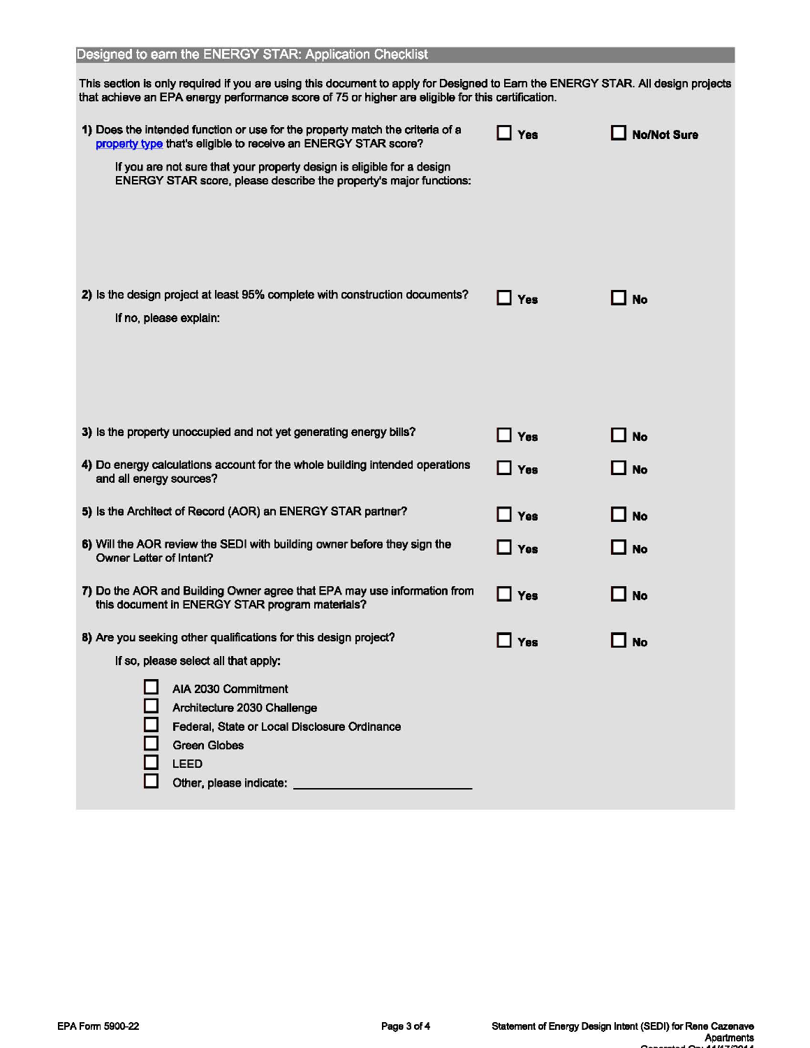## Designed to earn the ENERGY STAR: Application Checklist

This section is only required if you are using this document to apply for Designed to Earn the ENERGY STAR. All design projects that achieve an EPA energy performance score of 75 or higher are eligible for this certification.

**1)** Does the intended function or use for the property match the criteria of a property type that's eligible to receive an ENERGY STAR score? ☐ **Yes** ☐ **No/Not Sure**

If you are not sure that your property design is eligible for a design ENERGY STAR score, please describe the property's major functions:

**2)** Is the design project at least 95% complete with construction documents? ☐ **Yes** ☐ **No**

If no, please explain:

**3)** Is the property unoccupied and not yet generating energy bills? ☐ **Yes** ☐ **No**

**4)** Do energy calculations account for the whole building intended operations and all energy sources? ☐ **Yes** ☐ **No**

**5)** Is the Architect of Record (AOR) an ENERGY STAR partner? ☐ **Yes** ☐ **No**

**6)** Will the AOR review the SEDI with building owner before they sign the Owner Letter of Intent? ☐ **Yes** ☐ **No**

**7)** Do the AOR and Building Owner agree that EPA may use information from this document in ENERGY STAR program materials? ☐ **Yes** ☐ **No**

**8)** Are you seeking other qualifications for this design project? ☐ **Yes** ☐ **No**

If so, please select all that apply:

- ☐ AIA 2030 Commitment
- ☐ Architecture 2030 Challenge
- ☐ Federal, State or Local Disclosure Ordinance
- ☐ Green Globes
- ☐ LEED
- ☐ Other, please indicate: ____________________________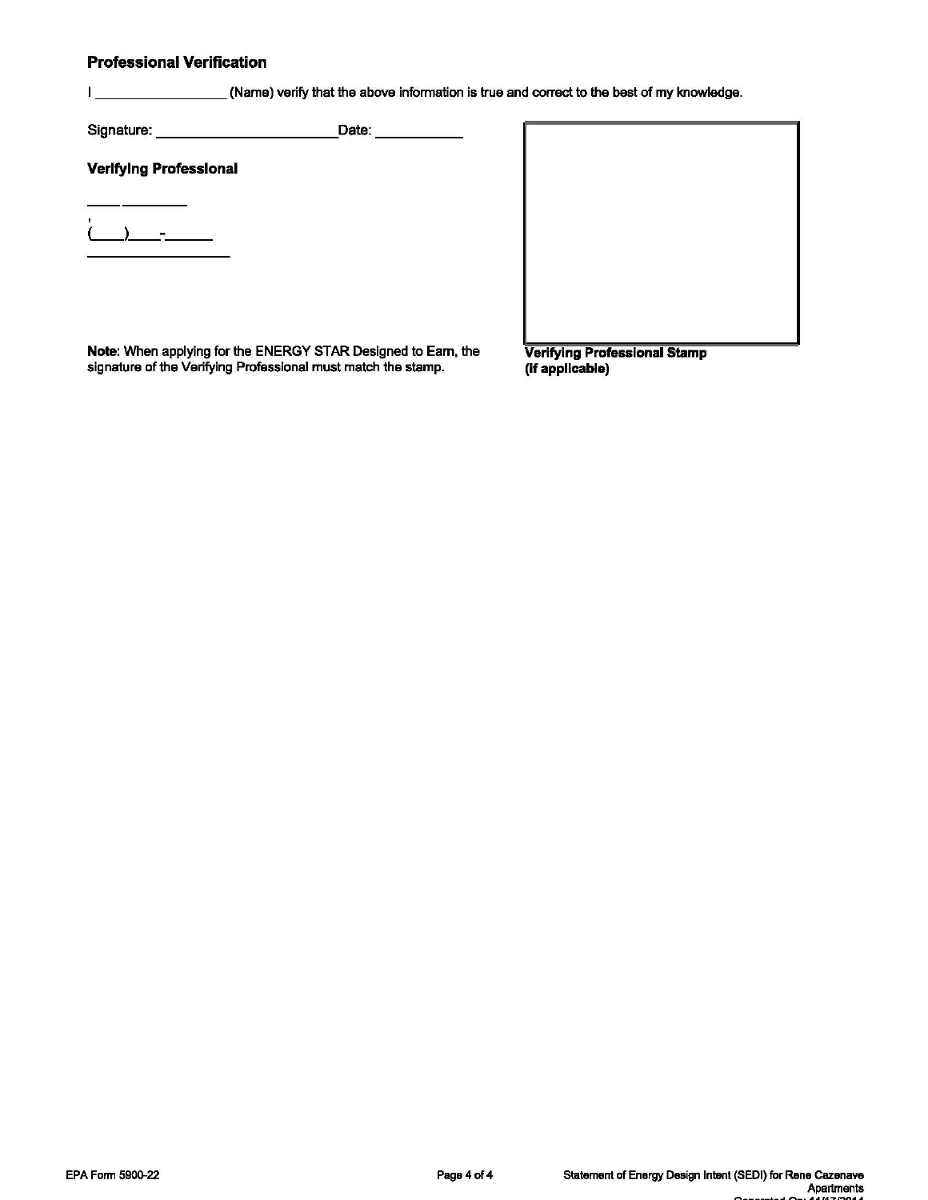### Professional Verification

I _________________ (Name) verify that the above information is true and correct to the best of my knowledge.

Signature: ________________________ Date: ___________

**Verifying Professional**

____ ________
,
(____)____-______
__________________

**Verifying Professional Stamp (if applicable)**

**Note**: When applying for the ENERGY STAR Designed to Earn, the signature of the Verifying Professional must match the stamp.